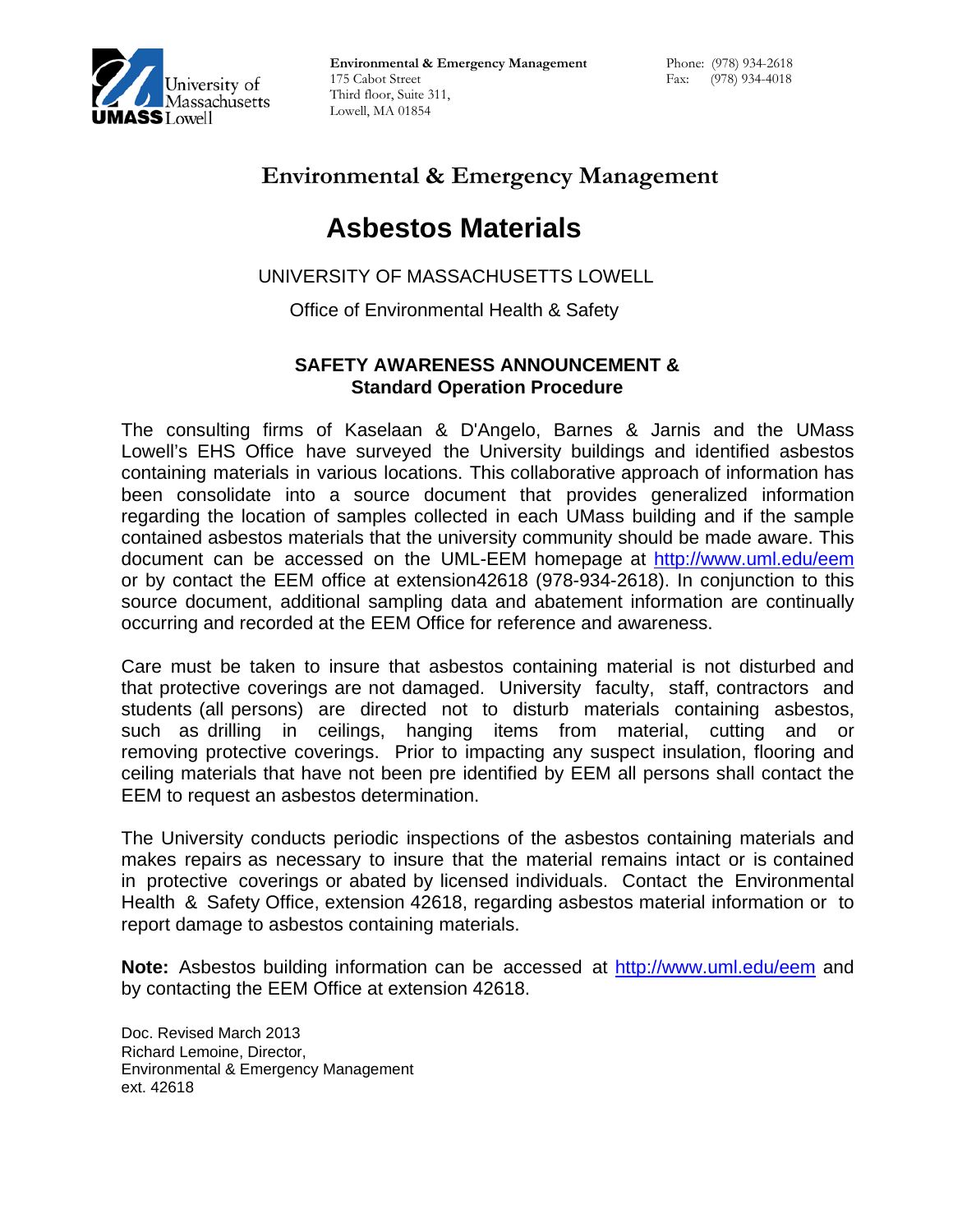University of Massachusetts UMASS Lowell

**Environmental & Emergency Management**
175 Cabot Street
Third floor, Suite 311,
Lowell, MA 01854

Phone: (978) 934-2618
Fax: (978) 934-4018

## Environmental & Emergency Management

# Asbestos Materials

UNIVERSITY OF MASSACHUSETTS LOWELL

Office of Environmental Health & Safety

**SAFETY AWARENESS ANNOUNCEMENT &**
**Standard Operation Procedure**

The consulting firms of Kaselaan & D'Angelo, Barnes & Jarnis and the UMass Lowell's EHS Office have surveyed the University buildings and identified asbestos containing materials in various locations. This collaborative approach of information has been consolidate into a source document that provides generalized information regarding the location of samples collected in each UMass building and if the sample contained asbestos materials that the university community should be made aware. This document can be accessed on the UML-EEM homepage at http://www.uml.edu/eem or by contact the EEM office at extension42618 (978-934-2618). In conjunction to this source document, additional sampling data and abatement information are continually occurring and recorded at the EEM Office for reference and awareness.

Care must be taken to insure that asbestos containing material is not disturbed and that protective coverings are not damaged. University faculty, staff, contractors and students (all persons) are directed not to disturb materials containing asbestos, such as drilling in ceilings, hanging items from material, cutting and or removing protective coverings. Prior to impacting any suspect insulation, flooring and ceiling materials that have not been pre identified by EEM all persons shall contact the EEM to request an asbestos determination.

The University conducts periodic inspections of the asbestos containing materials and makes repairs as necessary to insure that the material remains intact or is contained in protective coverings or abated by licensed individuals. Contact the Environmental Health & Safety Office, extension 42618, regarding asbestos material information or to report damage to asbestos containing materials.

**Note:** Asbestos building information can be accessed at http://www.uml.edu/eem and by contacting the EEM Office at extension 42618.

Doc. Revised March 2013
Richard Lemoine, Director,
Environmental & Emergency Management
ext. 42618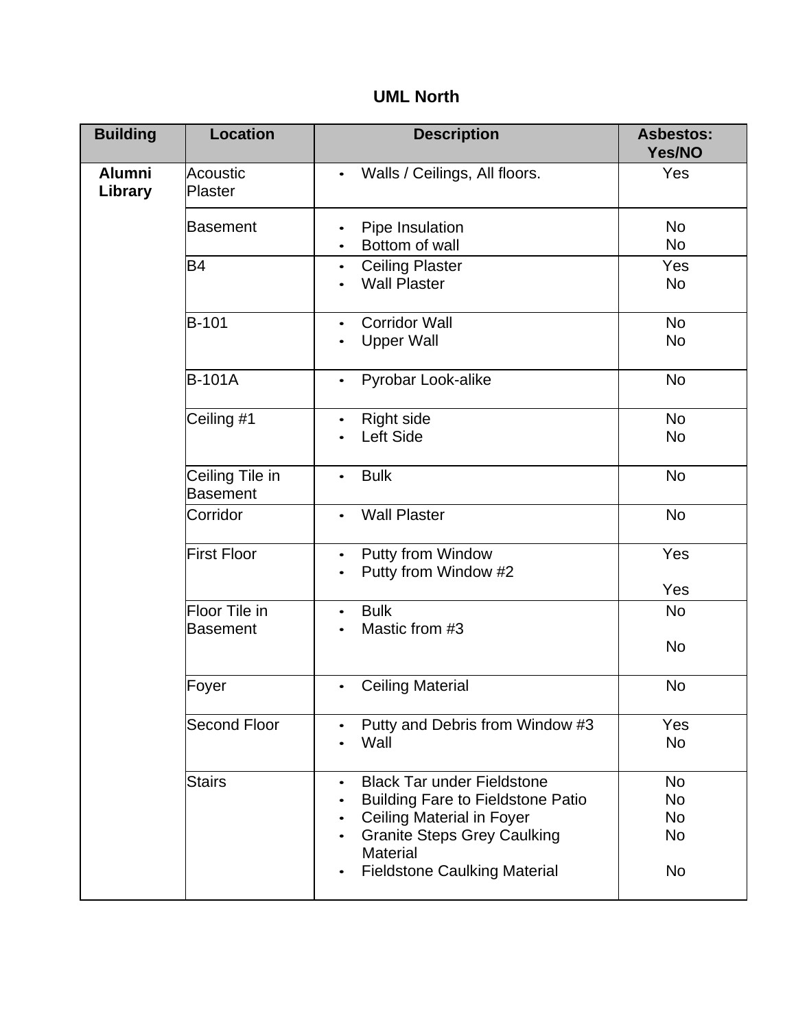## UML North

| Building | Location | Description | Asbestos: Yes/NO |
|---|---|---|---|
| Alumni Library | Acoustic Plaster | • Walls / Ceilings, All floors. | Yes |
| | Basement | • Pipe Insulation<br>• Bottom of wall | No<br>No |
| | B4 | • Ceiling Plaster<br>• Wall Plaster | Yes<br>No |
| | B-101 | • Corridor Wall<br>• Upper Wall | No<br>No |
| | B-101A | • Pyrobar Look-alike | No |
| | Ceiling #1 | • Right side<br>• Left Side | No<br>No |
| | Ceiling Tile in Basement | • Bulk | No |
| | Corridor | • Wall Plaster | No |
| | First Floor | • Putty from Window<br>• Putty from Window #2 | Yes<br>Yes |
| | Floor Tile in Basement | • Bulk<br>• Mastic from #3 | No<br>No |
| | Foyer | • Ceiling Material | No |
| | Second Floor | • Putty and Debris from Window #3<br>• Wall | Yes<br>No |
| | Stairs | • Black Tar under Fieldstone<br>• Building Fare to Fieldstone Patio<br>• Ceiling Material in Foyer<br>• Granite Steps Grey Caulking Material<br>• Fieldstone Caulking Material | No<br>No<br>No<br>No<br>No |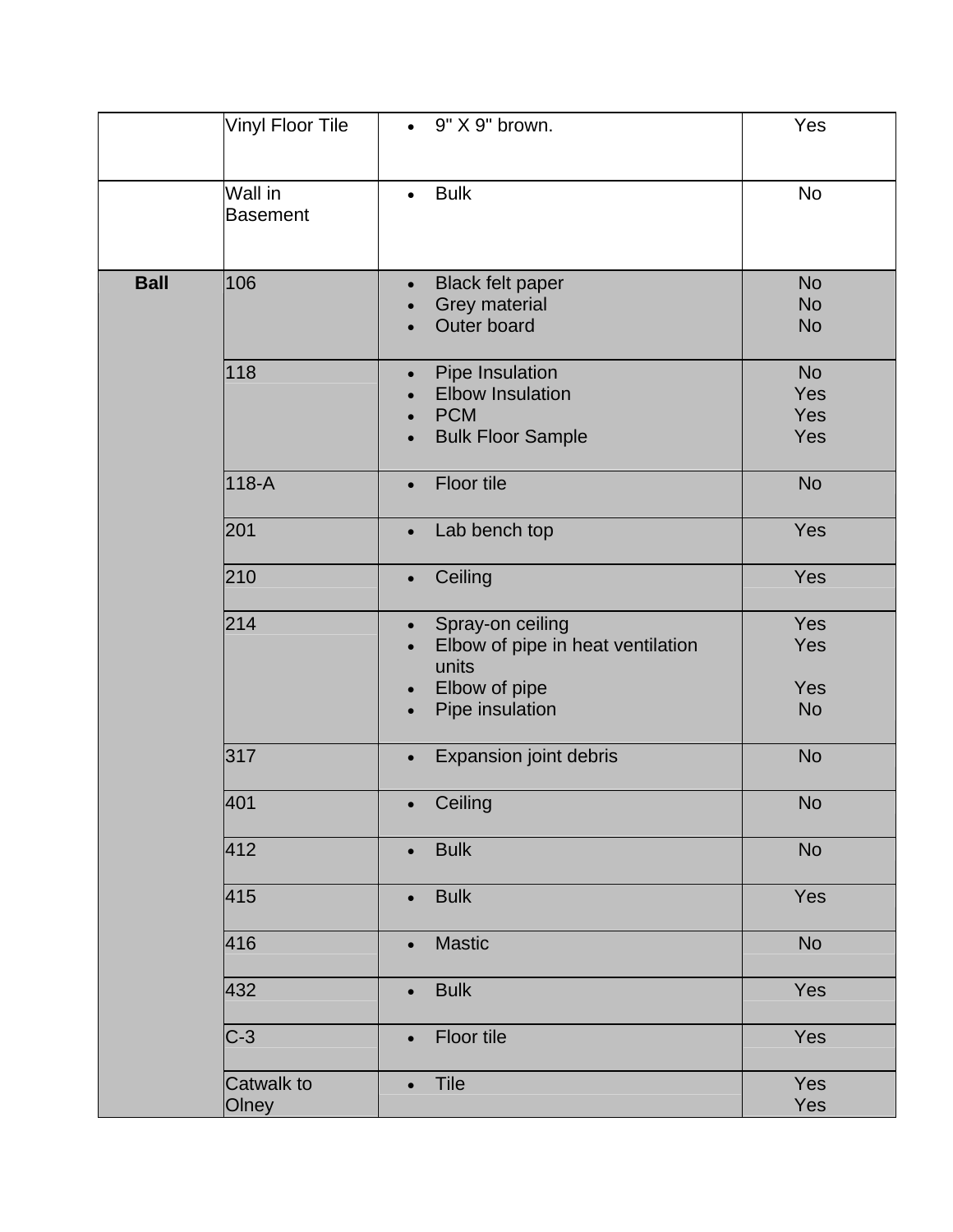| | | | |
|---|---|---|---|
| | Vinyl Floor Tile | • 9" X 9" brown. | Yes |
| | Wall in Basement | • Bulk | No |
| **Ball** | 106 | • Black felt paper<br>• Grey material<br>• Outer board | No<br>No<br>No |
| | 118 | • Pipe Insulation<br>• Elbow Insulation<br>• PCM<br>• Bulk Floor Sample | No<br>Yes<br>Yes<br>Yes |
| | 118-A | • Floor tile | No |
| | 201 | • Lab bench top | Yes |
| | 210 | • Ceiling | Yes |
| | 214 | • Spray-on ceiling<br>• Elbow of pipe in heat ventilation units<br>• Elbow of pipe<br>• Pipe insulation | Yes<br>Yes<br>Yes<br>No |
| | 317 | • Expansion joint debris | No |
| | 401 | • Ceiling | No |
| | 412 | • Bulk | No |
| | 415 | • Bulk | Yes |
| | 416 | • Mastic | No |
| | 432 | • Bulk | Yes |
| | C-3 | • Floor tile | Yes |
| | Catwalk to Olney | • Tile | Yes<br>Yes |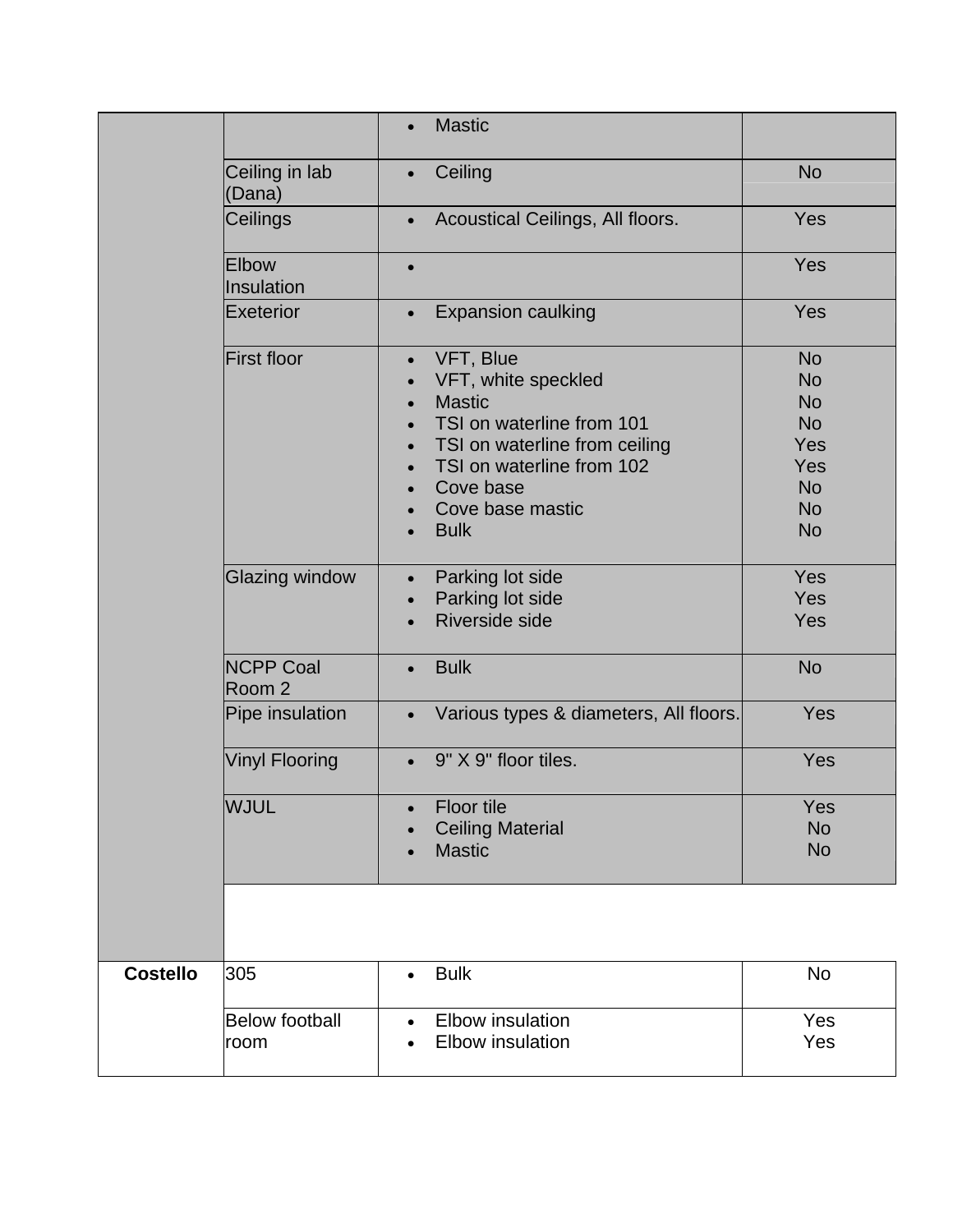| | | | |
|---|---|---|---|
| | | • Mastic | |
| | Ceiling in lab (Dana) | • Ceiling | No |
| | Ceilings | • Acoustical Ceilings, All floors. | Yes |
| | Elbow Insulation | • | Yes |
| | Exeterior | • Expansion caulking | Yes |
| | First floor | • VFT, Blue<br>• VFT, white speckled<br>• Mastic<br>• TSI on waterline from 101<br>• TSI on waterline from ceiling<br>• TSI on waterline from 102<br>• Cove base<br>• Cove base mastic<br>• Bulk | No<br>No<br>No<br>No<br>Yes<br>Yes<br>No<br>No<br>No |
| | Glazing window | • Parking lot side<br>• Parking lot side<br>• Riverside side | Yes<br>Yes<br>Yes |
| | NCPP Coal Room 2 | • Bulk | No |
| | Pipe insulation | • Various types & diameters, All floors. | Yes |
| | Vinyl Flooring | • 9" X 9" floor tiles. | Yes |
| | WJUL | • Floor tile<br>• Ceiling Material<br>• Mastic | Yes<br>No<br>No |
| | | | |
| **Costello** | 305 | • Bulk | No |
| | Below football room | • Elbow insulation<br>• Elbow insulation | Yes<br>Yes |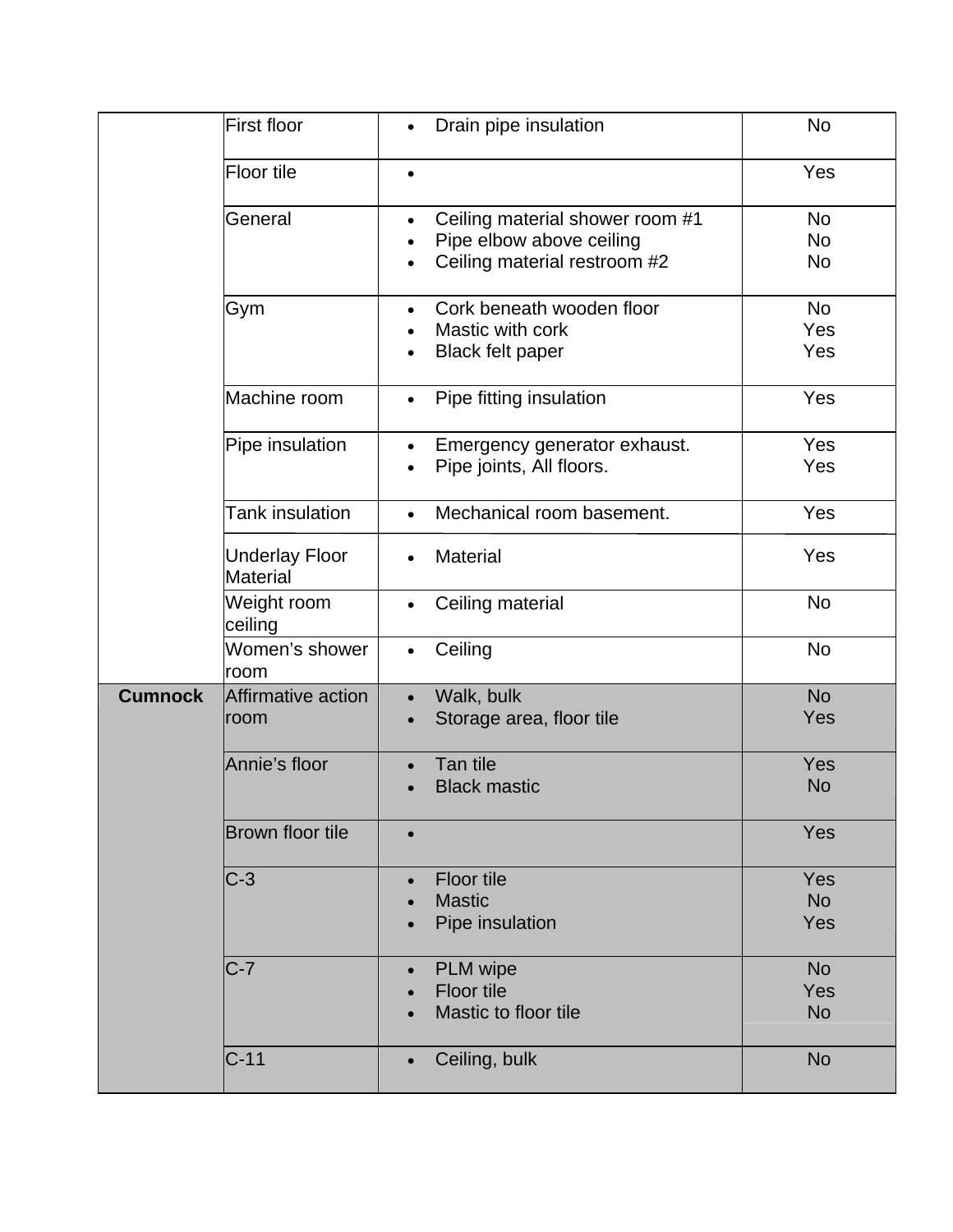| | | | |
|---|---|---|---|
| | First floor | • Drain pipe insulation | No |
| | Floor tile | • | Yes |
| | General | • Ceiling material shower room #1<br>• Pipe elbow above ceiling<br>• Ceiling material restroom #2 | No<br>No<br>No |
| | Gym | • Cork beneath wooden floor<br>• Mastic with cork<br>• Black felt paper | No<br>Yes<br>Yes |
| | Machine room | • Pipe fitting insulation | Yes |
| | Pipe insulation | • Emergency generator exhaust.<br>• Pipe joints, All floors. | Yes<br>Yes |
| | Tank insulation | • Mechanical room basement. | Yes |
| | Underlay Floor Material | • Material | Yes |
| | Weight room ceiling | • Ceiling material | No |
| | Women's shower room | • Ceiling | No |
| **Cumnock** | Affirmative action room | • Walk, bulk<br>• Storage area, floor tile | No<br>Yes |
| | Annie's floor | • Tan tile<br>• Black mastic | Yes<br>No |
| | Brown floor tile | • | Yes |
| | C-3 | • Floor tile<br>• Mastic<br>• Pipe insulation | Yes<br>No<br>Yes |
| | C-7 | • PLM wipe<br>• Floor tile<br>• Mastic to floor tile | No<br>Yes<br>No |
| | C-11 | • Ceiling, bulk | No |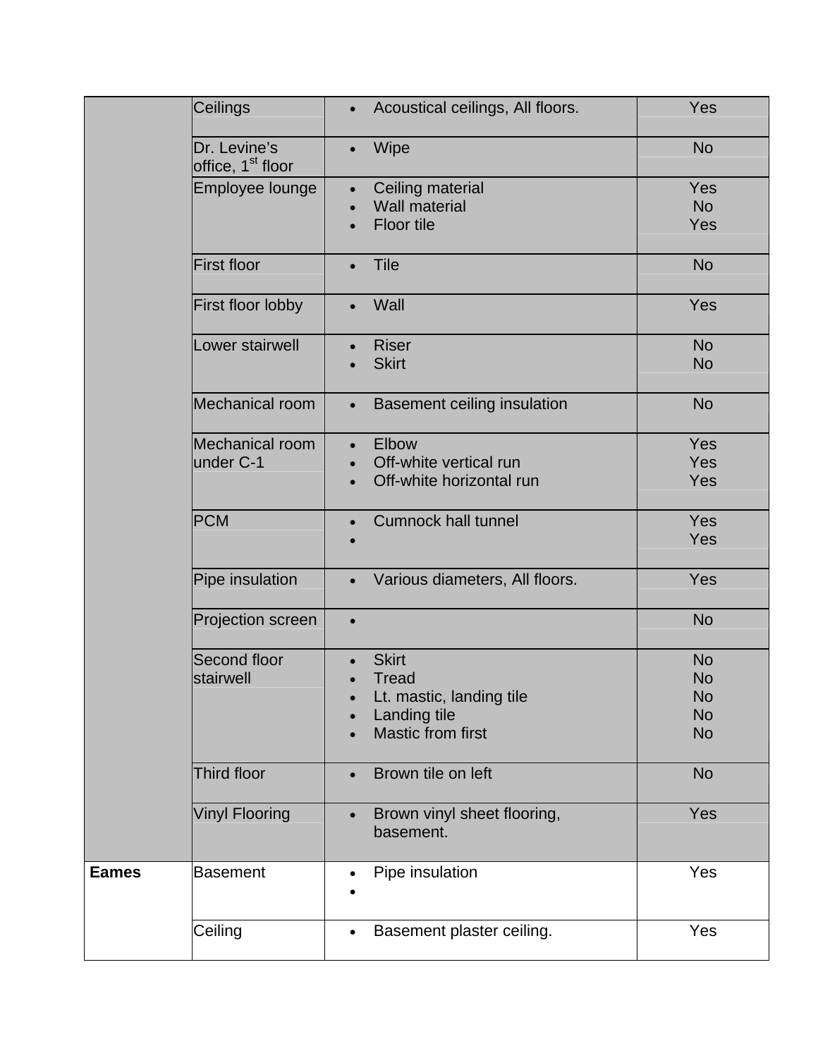| | | | |
|---|---|---|---|
| | Ceilings | • Acoustical ceilings, All floors. | Yes |
| | Dr. Levine's office, 1st floor | • Wipe | No |
| | Employee lounge | • Ceiling material<br>• Wall material<br>• Floor tile | Yes<br>No<br>Yes |
| | First floor | • Tile | No |
| | First floor lobby | • Wall | Yes |
| | Lower stairwell | • Riser<br>• Skirt | No<br>No |
| | Mechanical room | • Basement ceiling insulation | No |
| | Mechanical room under C-1 | • Elbow<br>• Off-white vertical run<br>• Off-white horizontal run | Yes<br>Yes<br>Yes |
| | PCM | • Cumnock hall tunnel<br>• | Yes<br>Yes |
| | Pipe insulation | • Various diameters, All floors. | Yes |
| | Projection screen | • | No |
| | Second floor stairwell | • Skirt<br>• Tread<br>• Lt. mastic, landing tile<br>• Landing tile<br>• Mastic from first | No<br>No<br>No<br>No<br>No |
| | Third floor | • Brown tile on left | No |
| | Vinyl Flooring | • Brown vinyl sheet flooring, basement. | Yes |
| **Eames** | Basement | • Pipe insulation<br>• | Yes |
| | Ceiling | • Basement plaster ceiling. | Yes |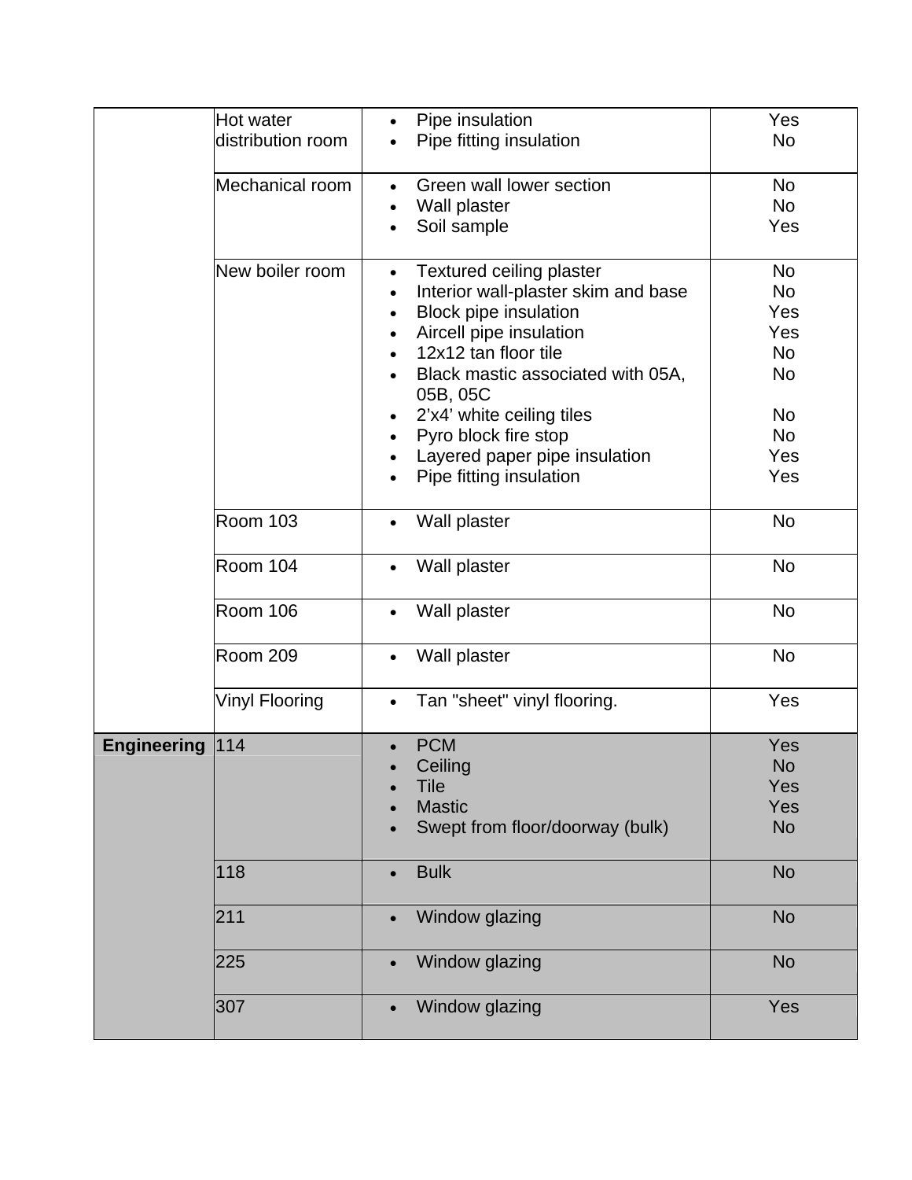| | | | |
|---|---|---|---|
| | Hot water distribution room | • Pipe insulation<br>• Pipe fitting insulation | Yes<br>No |
| | Mechanical room | • Green wall lower section<br>• Wall plaster<br>• Soil sample | No<br>No<br>Yes |
| | New boiler room | • Textured ceiling plaster<br>• Interior wall-plaster skim and base<br>• Block pipe insulation<br>• Aircell pipe insulation<br>• 12x12 tan floor tile<br>• Black mastic associated with 05A, 05B, 05C<br>• 2'x4' white ceiling tiles<br>• Pyro block fire stop<br>• Layered paper pipe insulation<br>• Pipe fitting insulation | No<br>No<br>Yes<br>Yes<br>No<br>No<br><br>No<br>No<br>Yes<br>Yes |
| | Room 103 | • Wall plaster | No |
| | Room 104 | • Wall plaster | No |
| | Room 106 | • Wall plaster | No |
| | Room 209 | • Wall plaster | No |
| | Vinyl Flooring | • Tan "sheet" vinyl flooring. | Yes |
| **Engineering** | 114 | • PCM<br>• Ceiling<br>• Tile<br>• Mastic<br>• Swept from floor/doorway (bulk) | Yes<br>No<br>Yes<br>Yes<br>No |
| | 118 | • Bulk | No |
| | 211 | • Window glazing | No |
| | 225 | • Window glazing | No |
| | 307 | • Window glazing | Yes |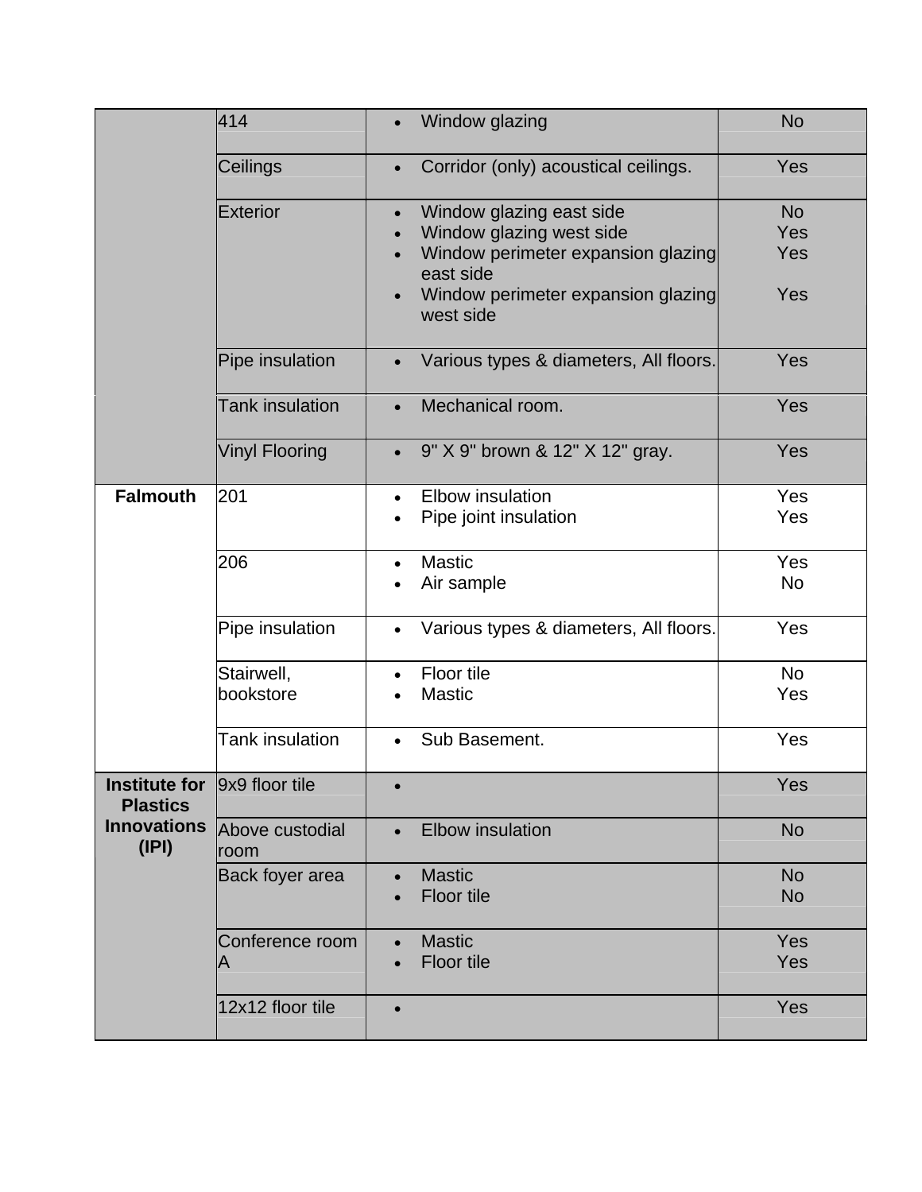| | | | |
|---|---|---|---|
| | 414 | • Window glazing | No |
| | Ceilings | • Corridor (only) acoustical ceilings. | Yes |
| | Exterior | • Window glazing east side<br>• Window glazing west side<br>• Window perimeter expansion glazing east side<br>• Window perimeter expansion glazing west side | No<br>Yes<br>Yes<br><br>Yes |
| | Pipe insulation | • Various types & diameters, All floors. | Yes |
| | Tank insulation | • Mechanical room. | Yes |
| | Vinyl Flooring | • 9" X 9" brown & 12" X 12" gray. | Yes |
| **Falmouth** | 201 | • Elbow insulation<br>• Pipe joint insulation | Yes<br>Yes |
| | 206 | • Mastic<br>• Air sample | Yes<br>No |
| | Pipe insulation | • Various types & diameters, All floors. | Yes |
| | Stairwell, bookstore | • Floor tile<br>• Mastic | No<br>Yes |
| | Tank insulation | • Sub Basement. | Yes |
| **Institute for Plastics Innovations (IPI)** | 9x9 floor tile | • | Yes |
| | Above custodial room | • Elbow insulation | No |
| | Back foyer area | • Mastic<br>• Floor tile | No<br>No |
| | Conference room A | • Mastic<br>• Floor tile | Yes<br>Yes |
| | 12x12 floor tile | • | Yes |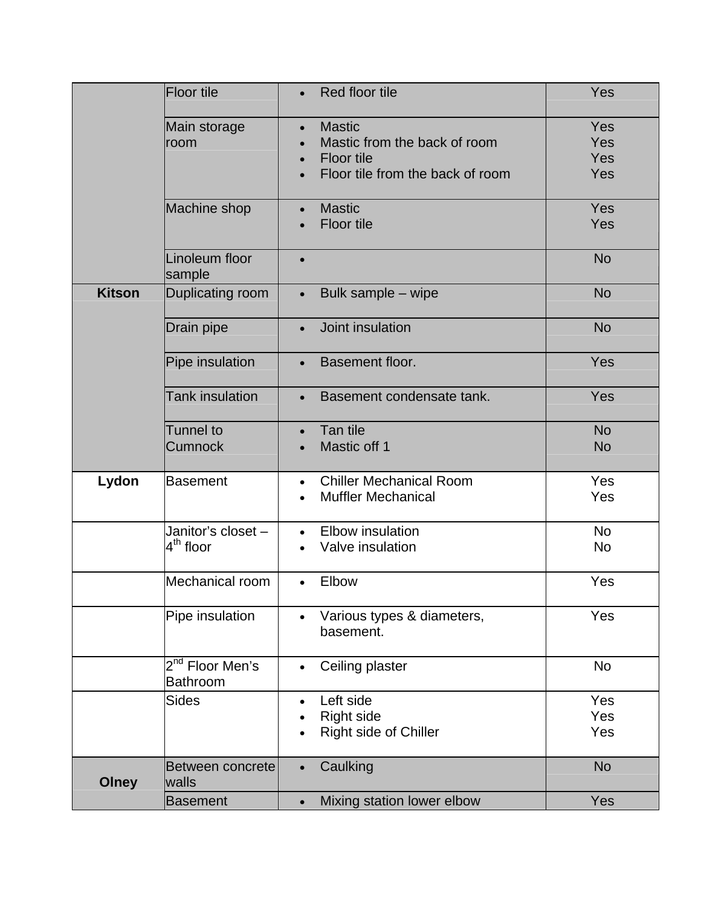| | | | |
|---|---|---|---|
| | Floor tile | • Red floor tile | Yes |
| | Main storage room | • Mastic<br>• Mastic from the back of room<br>• Floor tile<br>• Floor tile from the back of room | Yes<br>Yes<br>Yes<br>Yes |
| | Machine shop | • Mastic<br>• Floor tile | Yes<br>Yes |
| | Linoleum floor sample | • | No |
| **Kitson** | Duplicating room | • Bulk sample – wipe | No |
| | Drain pipe | • Joint insulation | No |
| | Pipe insulation | • Basement floor. | Yes |
| | Tank insulation | • Basement condensate tank. | Yes |
| | Tunnel to Cumnock | • Tan tile<br>• Mastic off 1 | No<br>No |
| **Lydon** | Basement | • Chiller Mechanical Room<br>• Muffler Mechanical | Yes<br>Yes |
| | Janitor's closet – 4th floor | • Elbow insulation<br>• Valve insulation | No<br>No |
| | Mechanical room | • Elbow | Yes |
| | Pipe insulation | • Various types & diameters, basement. | Yes |
| | 2nd Floor Men's Bathroom | • Ceiling plaster | No |
| | Sides | • Left side<br>• Right side<br>• Right side of Chiller | Yes<br>Yes<br>Yes |
| **Olney** | Between concrete walls | • Caulking | No |
| | Basement | • Mixing station lower elbow | Yes |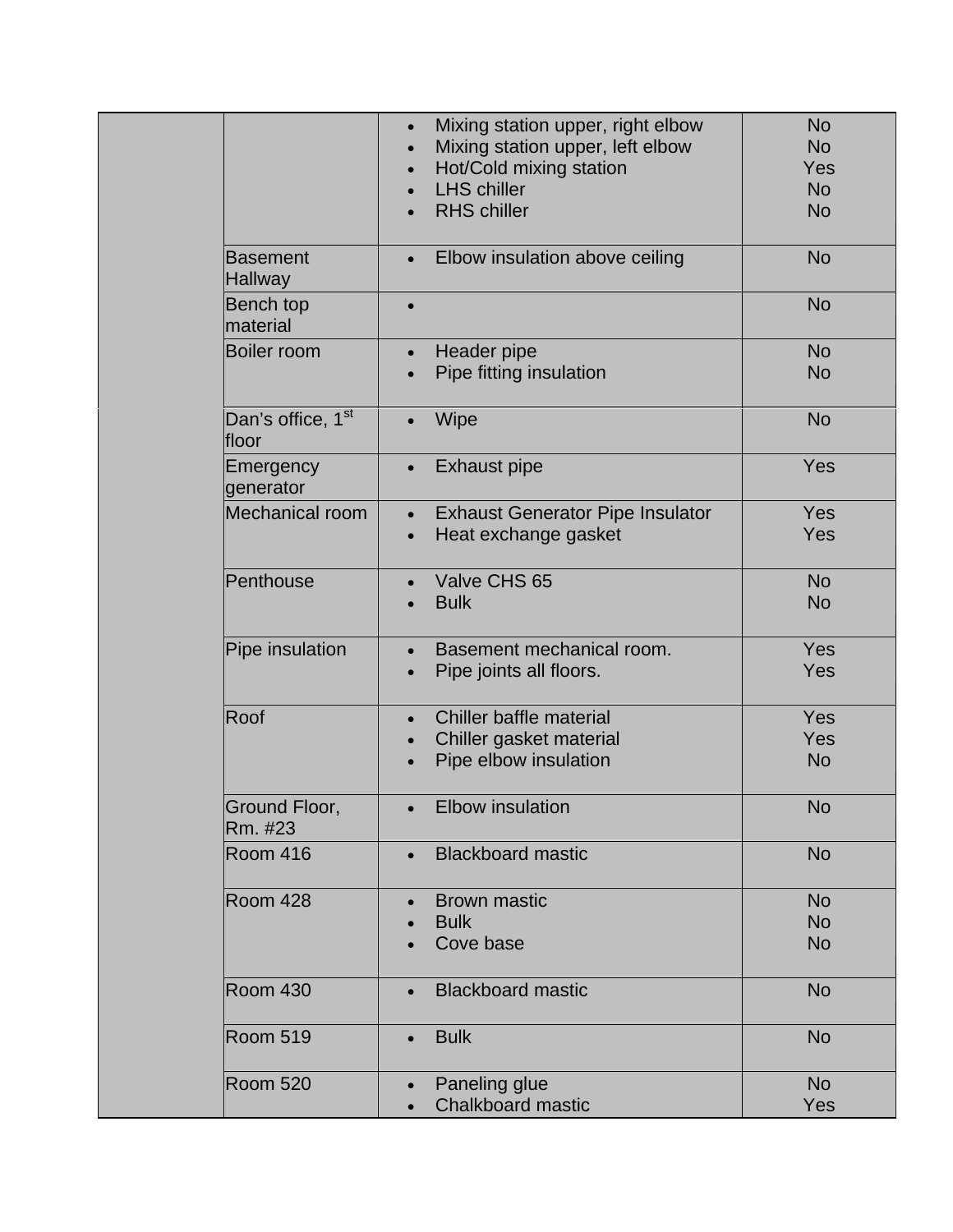| | | | |
|---|---|---|---|
| | | • Mixing station upper, right elbow<br>• Mixing station upper, left elbow<br>• Hot/Cold mixing station<br>• LHS chiller<br>• RHS chiller | No<br>No<br>Yes<br>No<br>No |
| | Basement Hallway | • Elbow insulation above ceiling | No |
| | Bench top material | • | No |
| | Boiler room | • Header pipe<br>• Pipe fitting insulation | No<br>No |
| | Dan's office, 1st floor | • Wipe | No |
| | Emergency generator | • Exhaust pipe | Yes |
| | Mechanical room | • Exhaust Generator Pipe Insulator<br>• Heat exchange gasket | Yes<br>Yes |
| | Penthouse | • Valve CHS 65<br>• Bulk | No<br>No |
| | Pipe insulation | • Basement mechanical room.<br>• Pipe joints all floors. | Yes<br>Yes |
| | Roof | • Chiller baffle material<br>• Chiller gasket material<br>• Pipe elbow insulation | Yes<br>Yes<br>No |
| | Ground Floor, Rm. #23 | • Elbow insulation | No |
| | Room 416 | • Blackboard mastic | No |
| | Room 428 | • Brown mastic<br>• Bulk<br>• Cove base | No<br>No<br>No |
| | Room 430 | • Blackboard mastic | No |
| | Room 519 | • Bulk | No |
| | Room 520 | • Paneling glue<br>• Chalkboard mastic | No<br>Yes |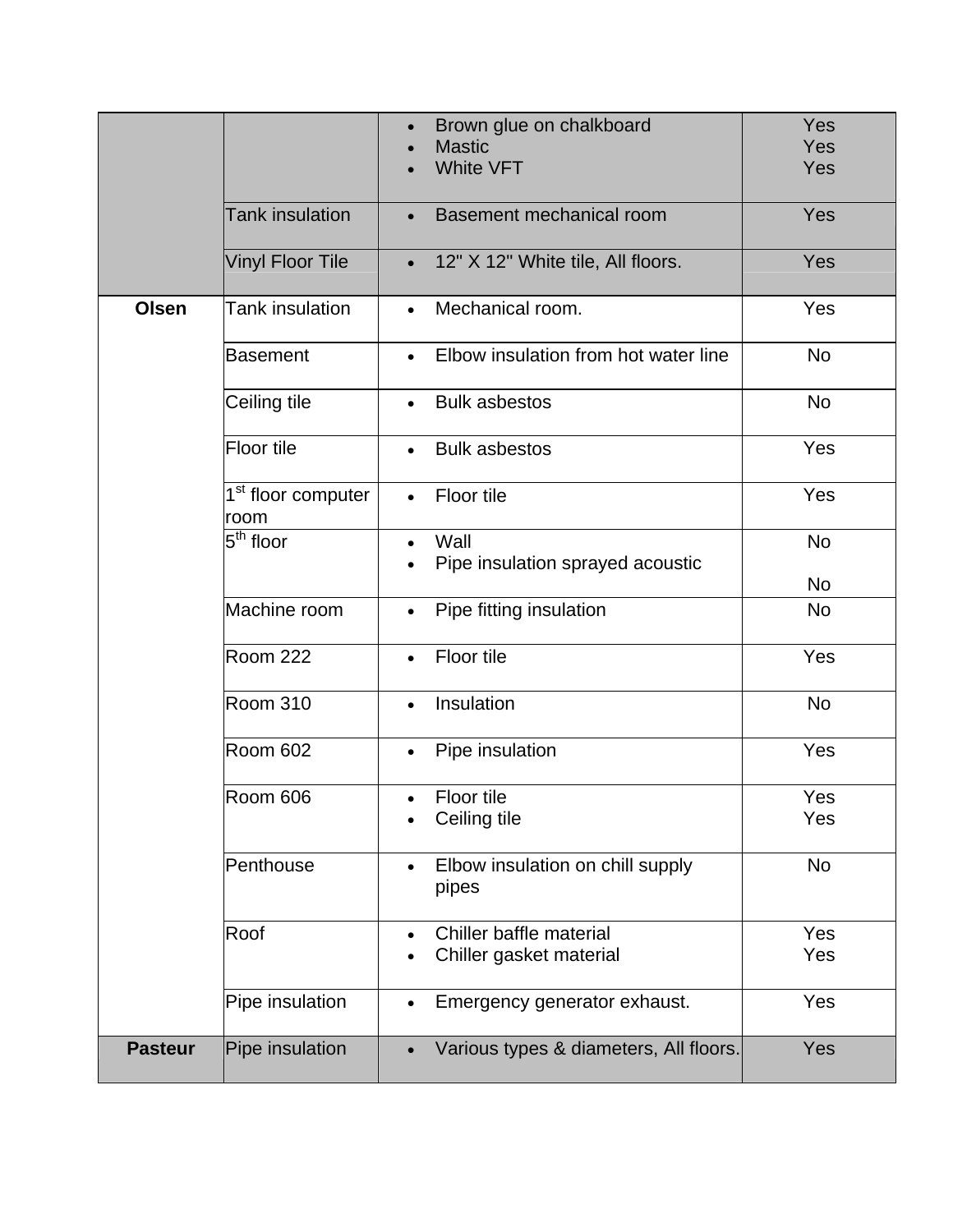| | | | |
|---|---|---|---|
| | | • Brown glue on chalkboard<br>• Mastic<br>• White VFT | Yes<br>Yes<br>Yes |
| | Tank insulation | • Basement mechanical room | Yes |
| | Vinyl Floor Tile | • 12" X 12" White tile, All floors. | Yes |
| **Olsen** | Tank insulation | • Mechanical room. | Yes |
| | Basement | • Elbow insulation from hot water line | No |
| | Ceiling tile | • Bulk asbestos | No |
| | Floor tile | • Bulk asbestos | Yes |
| | 1st floor computer room | • Floor tile | Yes |
| | 5th floor | • Wall<br>• Pipe insulation sprayed acoustic | No<br>No |
| | Machine room | • Pipe fitting insulation | No |
| | Room 222 | • Floor tile | Yes |
| | Room 310 | • Insulation | No |
| | Room 602 | • Pipe insulation | Yes |
| | Room 606 | • Floor tile<br>• Ceiling tile | Yes<br>Yes |
| | Penthouse | • Elbow insulation on chill supply pipes | No |
| | Roof | • Chiller baffle material<br>• Chiller gasket material | Yes<br>Yes |
| | Pipe insulation | • Emergency generator exhaust. | Yes |
| **Pasteur** | Pipe insulation | • Various types & diameters, All floors. | Yes |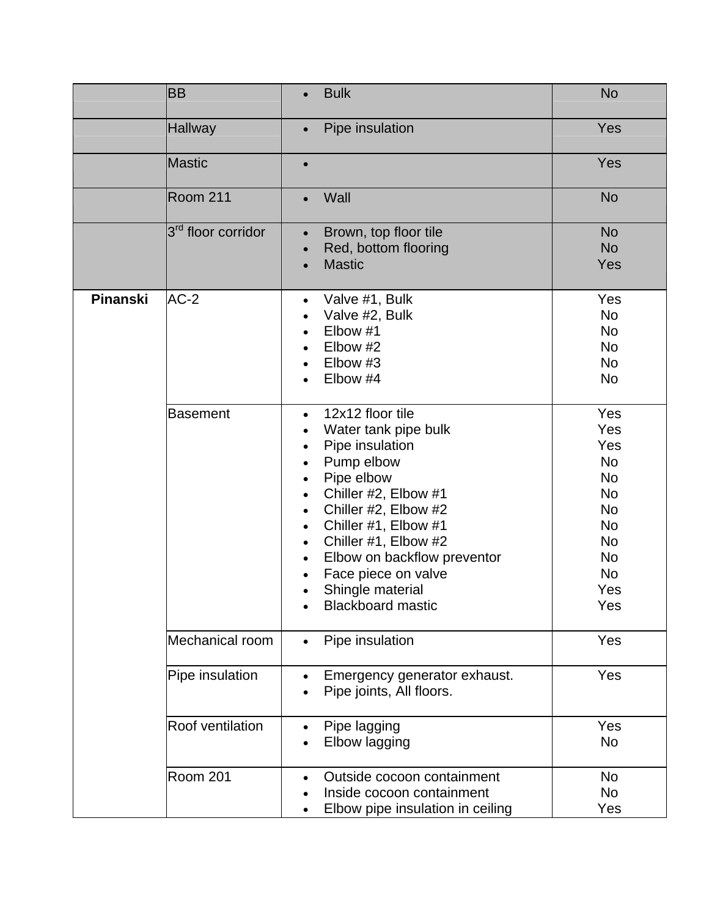| | | | |
|---|---|---|---|
| | BB | • Bulk | No |
| | Hallway | • Pipe insulation | Yes |
| | Mastic | • | Yes |
| | Room 211 | • Wall | No |
| | 3rd floor corridor | • Brown, top floor tile<br>• Red, bottom flooring<br>• Mastic | No<br>No<br>Yes |
| **Pinanski** | AC-2 | • Valve #1, Bulk<br>• Valve #2, Bulk<br>• Elbow #1<br>• Elbow #2<br>• Elbow #3<br>• Elbow #4 | Yes<br>No<br>No<br>No<br>No<br>No |
| | Basement | • 12x12 floor tile<br>• Water tank pipe bulk<br>• Pipe insulation<br>• Pump elbow<br>• Pipe elbow<br>• Chiller #2, Elbow #1<br>• Chiller #2, Elbow #2<br>• Chiller #1, Elbow #1<br>• Chiller #1, Elbow #2<br>• Elbow on backflow preventor<br>• Face piece on valve<br>• Shingle material<br>• Blackboard mastic | Yes<br>Yes<br>Yes<br>No<br>No<br>No<br>No<br>No<br>No<br>No<br>No<br>Yes<br>Yes |
| | Mechanical room | • Pipe insulation | Yes |
| | Pipe insulation | • Emergency generator exhaust.<br>• Pipe joints, All floors. | Yes |
| | Roof ventilation | • Pipe lagging<br>• Elbow lagging | Yes<br>No |
| | Room 201 | • Outside cocoon containment<br>• Inside cocoon containment<br>• Elbow pipe insulation in ceiling | No<br>No<br>Yes |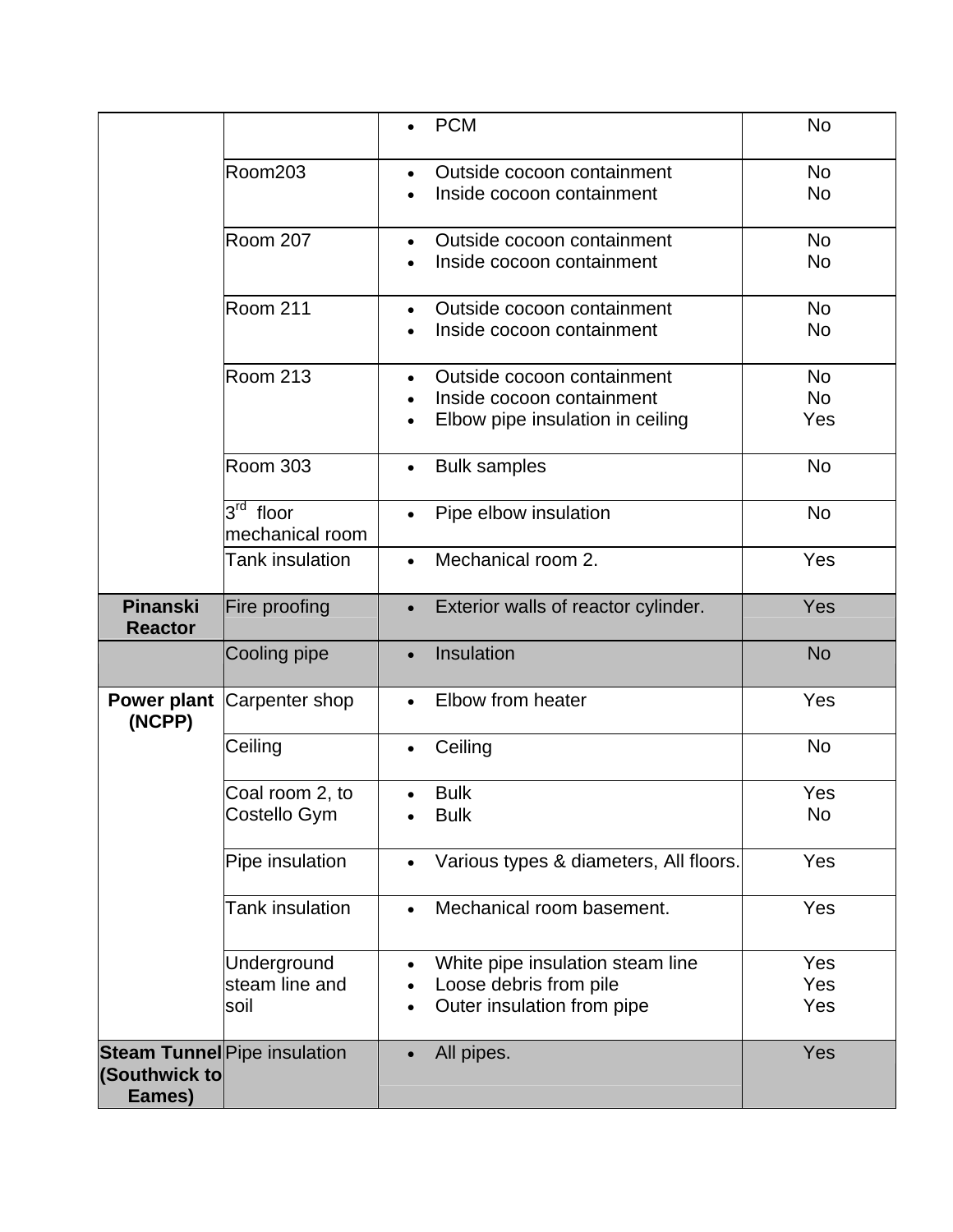| | | | |
|---|---|---|---|
| | | • PCM | No |
| | Room203 | • Outside cocoon containment<br>• Inside cocoon containment | No<br>No |
| | Room 207 | • Outside cocoon containment<br>• Inside cocoon containment | No<br>No |
| | Room 211 | • Outside cocoon containment<br>• Inside cocoon containment | No<br>No |
| | Room 213 | • Outside cocoon containment<br>• Inside cocoon containment<br>• Elbow pipe insulation in ceiling | No<br>No<br>Yes |
| | Room 303 | • Bulk samples | No |
| | 3rd floor mechanical room | • Pipe elbow insulation | No |
| | Tank insulation | • Mechanical room 2. | Yes |
| **Pinanski Reactor** | Fire proofing | • Exterior walls of reactor cylinder. | Yes |
| | Cooling pipe | • Insulation | No |
| **Power plant (NCPP)** | Carpenter shop | • Elbow from heater | Yes |
| | Ceiling | • Ceiling | No |
| | Coal room 2, to Costello Gym | • Bulk<br>• Bulk | Yes<br>No |
| | Pipe insulation | • Various types & diameters, All floors. | Yes |
| | Tank insulation | • Mechanical room basement. | Yes |
| | Underground steam line and soil | • White pipe insulation steam line<br>• Loose debris from pile<br>• Outer insulation from pipe | Yes<br>Yes<br>Yes |
| **Steam Tunnel (Southwick to Eames)** | Pipe insulation | • All pipes. | Yes |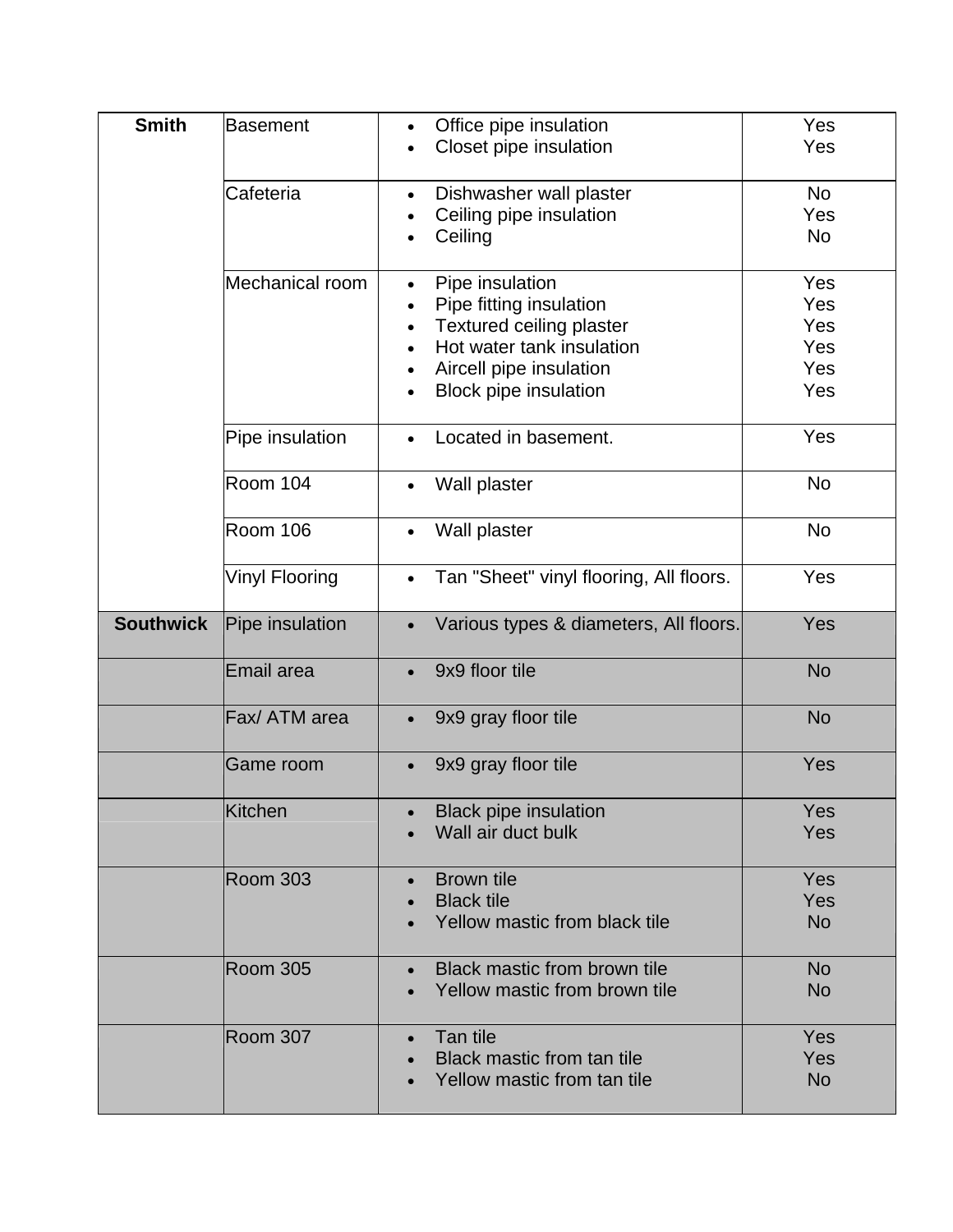| | | | |
|---|---|---|---|
| **Smith** | Basement | • Office pipe insulation<br>• Closet pipe insulation | Yes<br>Yes |
| | Cafeteria | • Dishwasher wall plaster<br>• Ceiling pipe insulation<br>• Ceiling | No<br>Yes<br>No |
| | Mechanical room | • Pipe insulation<br>• Pipe fitting insulation<br>• Textured ceiling plaster<br>• Hot water tank insulation<br>• Aircell pipe insulation<br>• Block pipe insulation | Yes<br>Yes<br>Yes<br>Yes<br>Yes<br>Yes |
| | Pipe insulation | • Located in basement. | Yes |
| | Room 104 | • Wall plaster | No |
| | Room 106 | • Wall plaster | No |
| | Vinyl Flooring | • Tan "Sheet" vinyl flooring, All floors. | Yes |
| **Southwick** | Pipe insulation | • Various types & diameters, All floors. | Yes |
| | Email area | • 9x9 floor tile | No |
| | Fax/ ATM area | • 9x9 gray floor tile | No |
| | Game room | • 9x9 gray floor tile | Yes |
| | Kitchen | • Black pipe insulation<br>• Wall air duct bulk | Yes<br>Yes |
| | Room 303 | • Brown tile<br>• Black tile<br>• Yellow mastic from black tile | Yes<br>Yes<br>No |
| | Room 305 | • Black mastic from brown tile<br>• Yellow mastic from brown tile | No<br>No |
| | Room 307 | • Tan tile<br>• Black mastic from tan tile<br>• Yellow mastic from tan tile | Yes<br>Yes<br>No |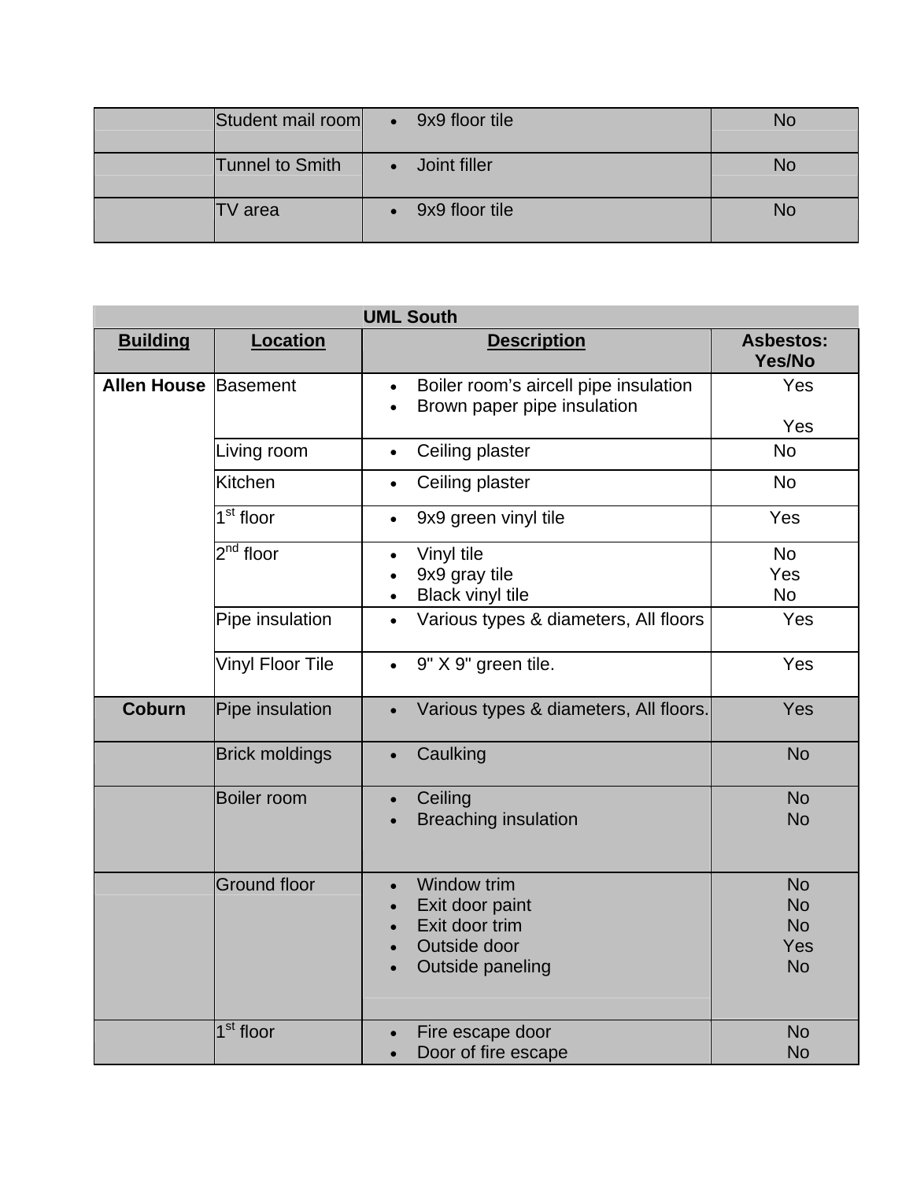| | | | |
|---|---|---|---|
| | Student mail room | • 9x9 floor tile | No |
| | Tunnel to Smith | • Joint filler | No |
| | TV area | • 9x9 floor tile | No |

| UML South | | | |
|---|---|---|---|
| **Building** | **Location** | **Description** | **Asbestos: Yes/No** |
| **Allen House** | Basement | • Boiler room's aircell pipe insulation<br>• Brown paper pipe insulation | Yes<br><br>Yes |
| | Living room | • Ceiling plaster | No |
| | Kitchen | • Ceiling plaster | No |
| | 1st floor | • 9x9 green vinyl tile | Yes |
| | 2nd floor | • Vinyl tile<br>• 9x9 gray tile<br>• Black vinyl tile | No<br>Yes<br>No |
| | Pipe insulation | • Various types & diameters, All floors | Yes |
| | Vinyl Floor Tile | • 9" X 9" green tile. | Yes |
| **Coburn** | Pipe insulation | • Various types & diameters, All floors. | Yes |
| | Brick moldings | • Caulking | No |
| | Boiler room | • Ceiling<br>• Breaching insulation | No<br>No |
| | Ground floor | • Window trim<br>• Exit door paint<br>• Exit door trim<br>• Outside door<br>• Outside paneling | No<br>No<br>No<br>Yes<br>No |
| | 1st floor | • Fire escape door<br>• Door of fire escape | No<br>No |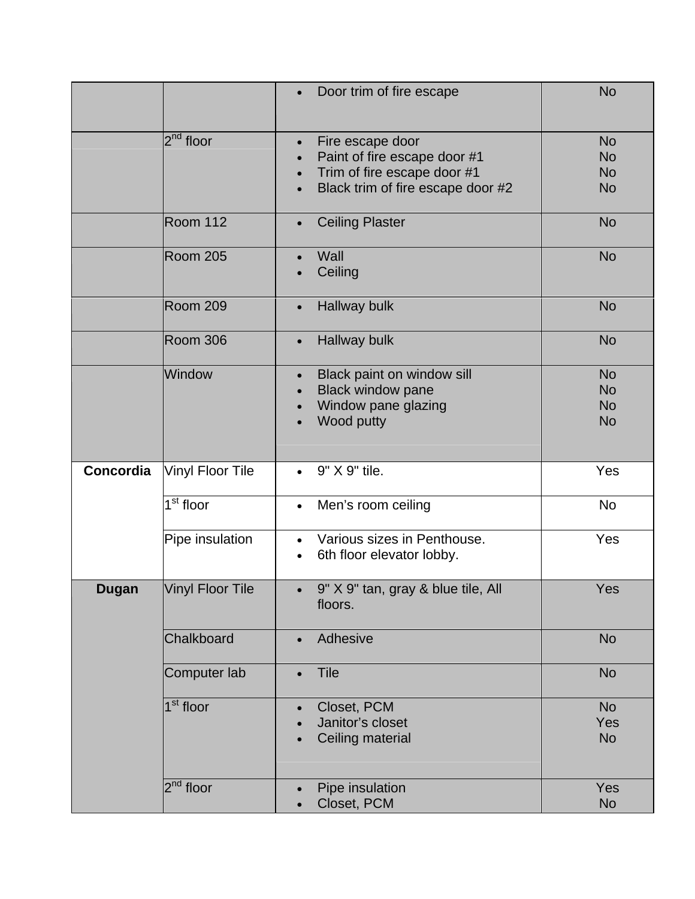| | | | |
|---|---|---|---|
| | | • Door trim of fire escape | No |
| | 2nd floor | • Fire escape door<br>• Paint of fire escape door #1<br>• Trim of fire escape door #1<br>• Black trim of fire escape door #2 | No<br>No<br>No<br>No |
| | Room 112 | • Ceiling Plaster | No |
| | Room 205 | • Wall<br>• Ceiling | No |
| | Room 209 | • Hallway bulk | No |
| | Room 306 | • Hallway bulk | No |
| | Window | • Black paint on window sill<br>• Black window pane<br>• Window pane glazing<br>• Wood putty | No<br>No<br>No<br>No |
| **Concordia** | Vinyl Floor Tile | • 9" X 9" tile. | Yes |
| | 1st floor | • Men's room ceiling | No |
| | Pipe insulation | • Various sizes in Penthouse.<br>• 6th floor elevator lobby. | Yes |
| **Dugan** | Vinyl Floor Tile | • 9" X 9" tan, gray & blue tile, All floors. | Yes |
| | Chalkboard | • Adhesive | No |
| | Computer lab | • Tile | No |
| | 1st floor | • Closet, PCM<br>• Janitor's closet<br>• Ceiling material | No<br>Yes<br>No |
| | 2nd floor | • Pipe insulation<br>• Closet, PCM | Yes<br>No |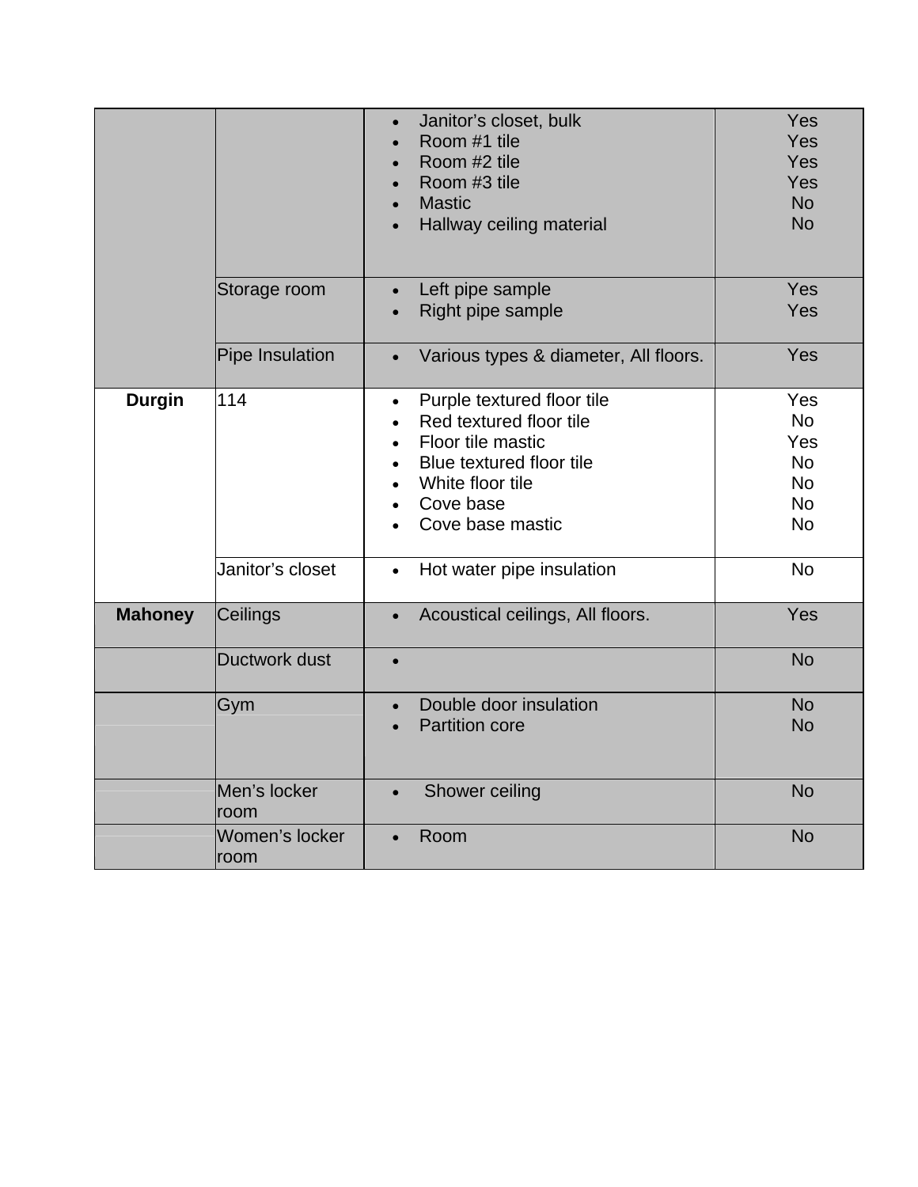| | | | |
|---|---|---|---|
| | | • Janitor's closet, bulk<br>• Room #1 tile<br>• Room #2 tile<br>• Room #3 tile<br>• Mastic<br>• Hallway ceiling material | Yes<br>Yes<br>Yes<br>Yes<br>No<br>No |
| | Storage room | • Left pipe sample<br>• Right pipe sample | Yes<br>Yes |
| | Pipe Insulation | • Various types & diameter, All floors. | Yes |
| **Durgin** | 114 | • Purple textured floor tile<br>• Red textured floor tile<br>• Floor tile mastic<br>• Blue textured floor tile<br>• White floor tile<br>• Cove base<br>• Cove base mastic | Yes<br>No<br>Yes<br>No<br>No<br>No<br>No |
| | Janitor's closet | • Hot water pipe insulation | No |
| **Mahoney** | Ceilings | • Acoustical ceilings, All floors. | Yes |
| | Ductwork dust | • | No |
| | Gym | • Double door insulation<br>• Partition core | No<br>No |
| | Men's locker room | • Shower ceiling | No |
| | Women's locker room | • Room | No |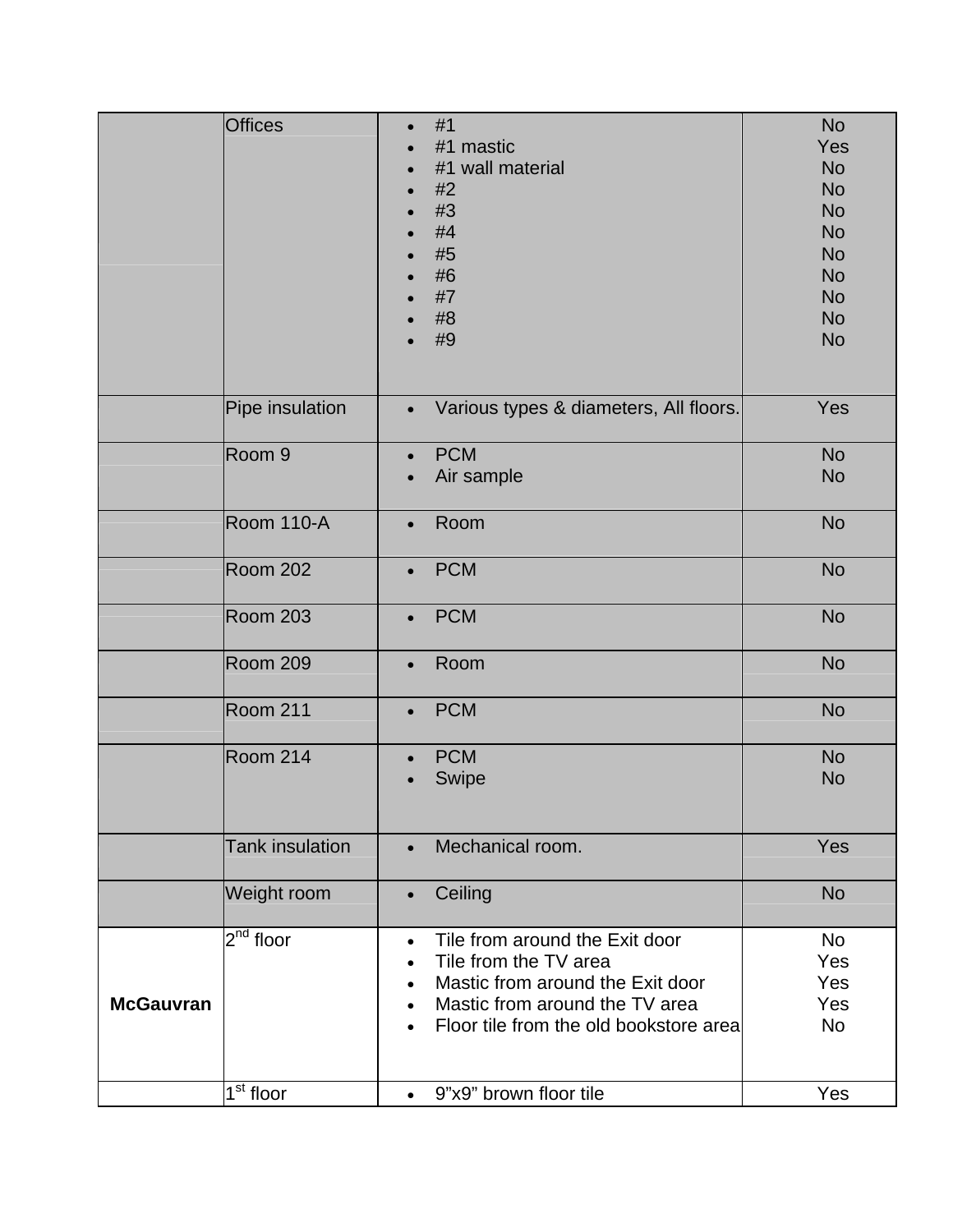| | | | |
|---|---|---|---|
| | Offices | • #1<br>• #1 mastic<br>• #1 wall material<br>• #2<br>• #3<br>• #4<br>• #5<br>• #6<br>• #7<br>• #8<br>• #9 | No<br>Yes<br>No<br>No<br>No<br>No<br>No<br>No<br>No<br>No<br>No |
| | Pipe insulation | • Various types & diameters, All floors. | Yes |
| | Room 9 | • PCM<br>• Air sample | No<br>No |
| | Room 110-A | • Room | No |
| | Room 202 | • PCM | No |
| | Room 203 | • PCM | No |
| | Room 209 | • Room | No |
| | Room 211 | • PCM | No |
| | Room 214 | • PCM<br>• Swipe | No<br>No |
| | Tank insulation | • Mechanical room. | Yes |
| | Weight room | • Ceiling | No |
| **McGauvran** | 2nd floor | • Tile from around the Exit door<br>• Tile from the TV area<br>• Mastic from around the Exit door<br>• Mastic from around the TV area<br>• Floor tile from the old bookstore area | No<br>Yes<br>Yes<br>Yes<br>No |
| | 1st floor | • 9"x9" brown floor tile | Yes |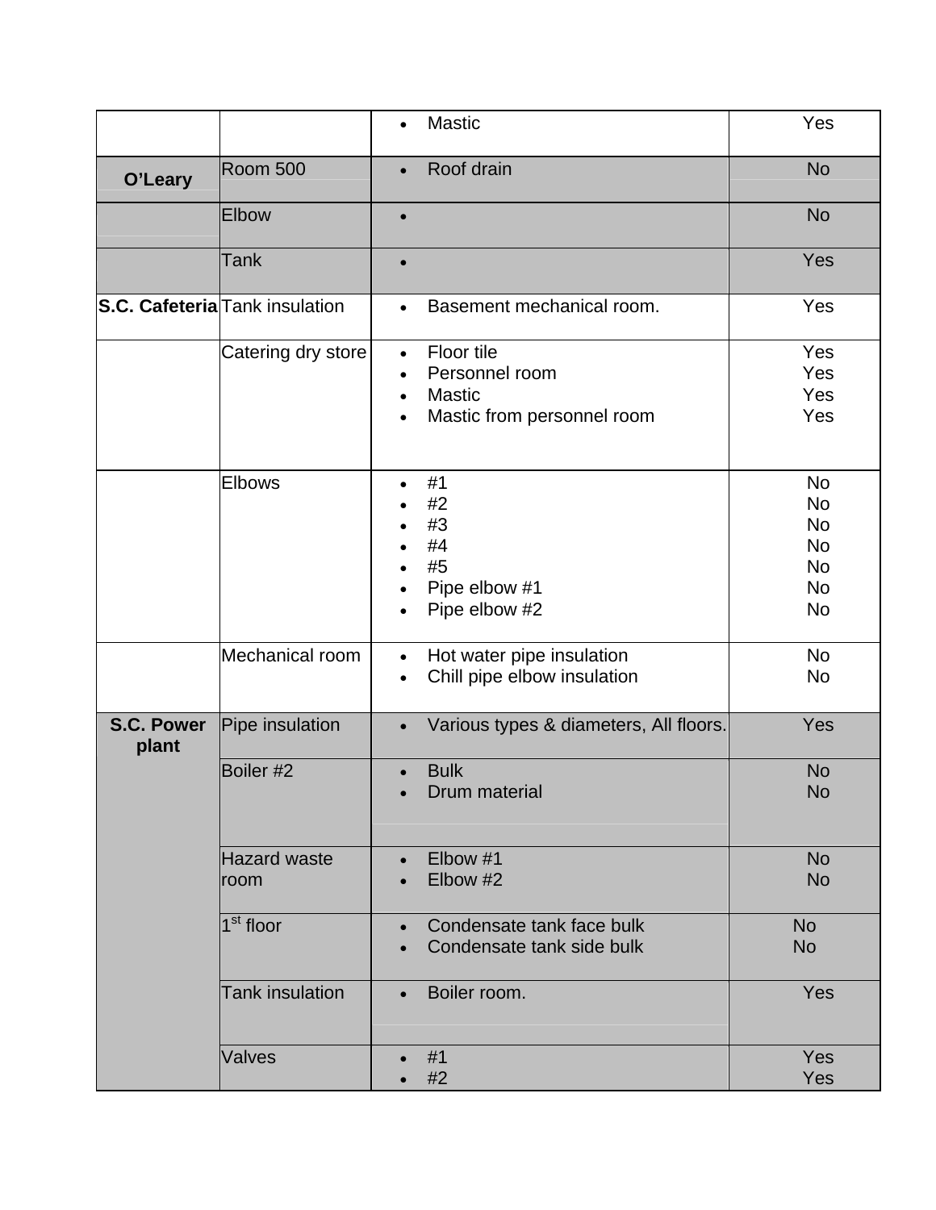| | | | |
|---|---|---|---|
| | | • Mastic | Yes |
| **O'Leary** | Room 500 | • Roof drain | No |
| | Elbow | • | No |
| | Tank | • | Yes |
| **S.C. Cafeteria** | Tank insulation | • Basement mechanical room. | Yes |
| | Catering dry store | • Floor tile<br>• Personnel room<br>• Mastic<br>• Mastic from personnel room | Yes<br>Yes<br>Yes<br>Yes |
| | Elbows | • #1<br>• #2<br>• #3<br>• #4<br>• #5<br>• Pipe elbow #1<br>• Pipe elbow #2 | No<br>No<br>No<br>No<br>No<br>No<br>No |
| | Mechanical room | • Hot water pipe insulation<br>• Chill pipe elbow insulation | No<br>No |
| **S.C. Power plant** | Pipe insulation | • Various types & diameters, All floors. | Yes |
| | Boiler #2 | • Bulk<br>• Drum material | No<br>No |
| | Hazard waste room | • Elbow #1<br>• Elbow #2 | No<br>No |
| | 1st floor | • Condensate tank face bulk<br>• Condensate tank side bulk | No<br>No |
| | Tank insulation | • Boiler room. | Yes |
| | Valves | • #1<br>• #2 | Yes<br>Yes |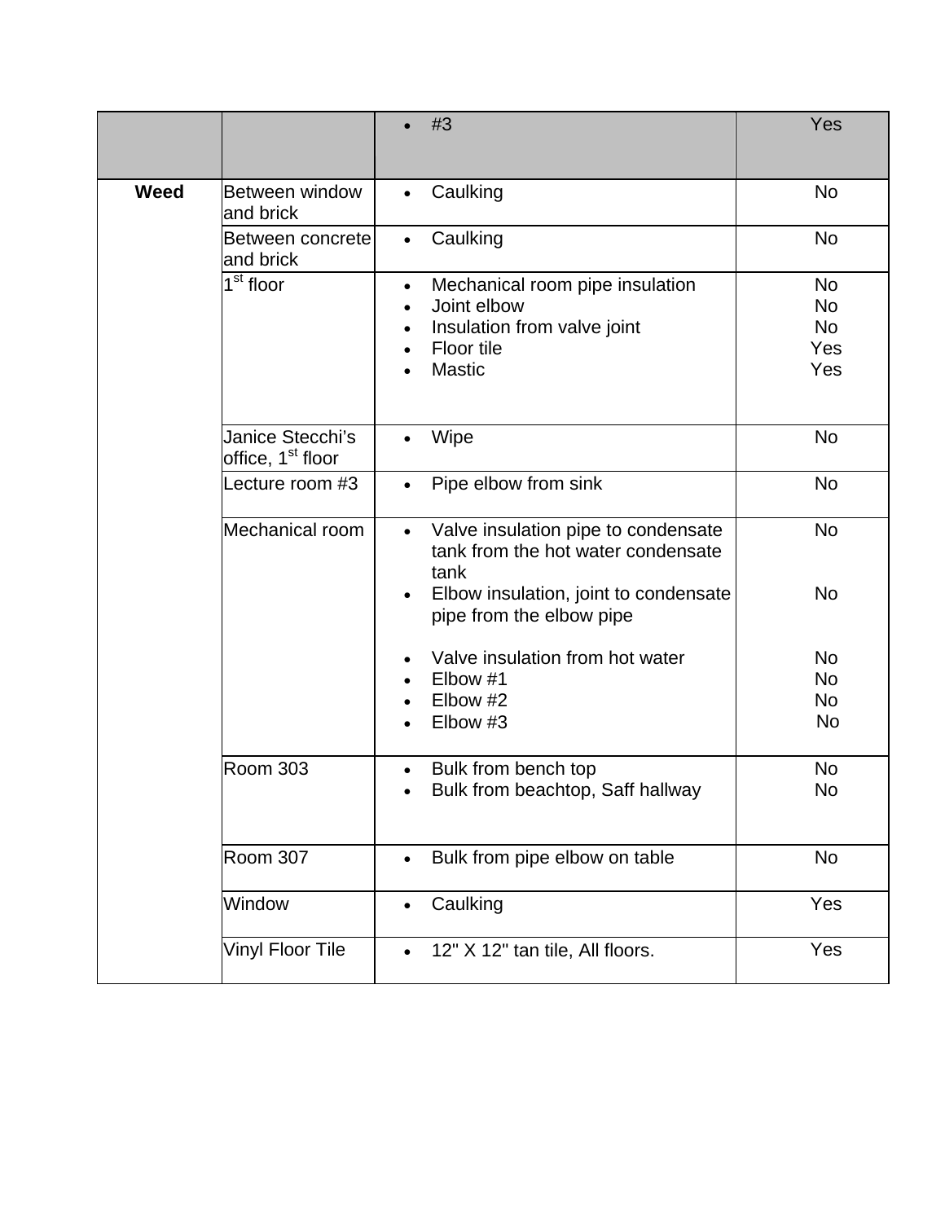| | | | |
|---|---|---|---|
| | | • #3 | Yes |
| **Weed** | Between window and brick | • Caulking | No |
| | Between concrete and brick | • Caulking | No |
| | 1st floor | • Mechanical room pipe insulation<br>• Joint elbow<br>• Insulation from valve joint<br>• Floor tile<br>• Mastic | No<br>No<br>No<br>Yes<br>Yes |
| | Janice Stecchi's office, 1st floor | • Wipe | No |
| | Lecture room #3 | • Pipe elbow from sink | No |
| | Mechanical room | • Valve insulation pipe to condensate tank from the hot water condensate tank<br>• Elbow insulation, joint to condensate pipe from the elbow pipe<br>• Valve insulation from hot water<br>• Elbow #1<br>• Elbow #2<br>• Elbow #3 | No<br>No<br>No<br>No<br>No<br>No |
| | Room 303 | • Bulk from bench top<br>• Bulk from beachtop, Saff hallway | No<br>No |
| | Room 307 | • Bulk from pipe elbow on table | No |
| | Window | • Caulking | Yes |
| | Vinyl Floor Tile | • 12" X 12" tan tile, All floors. | Yes |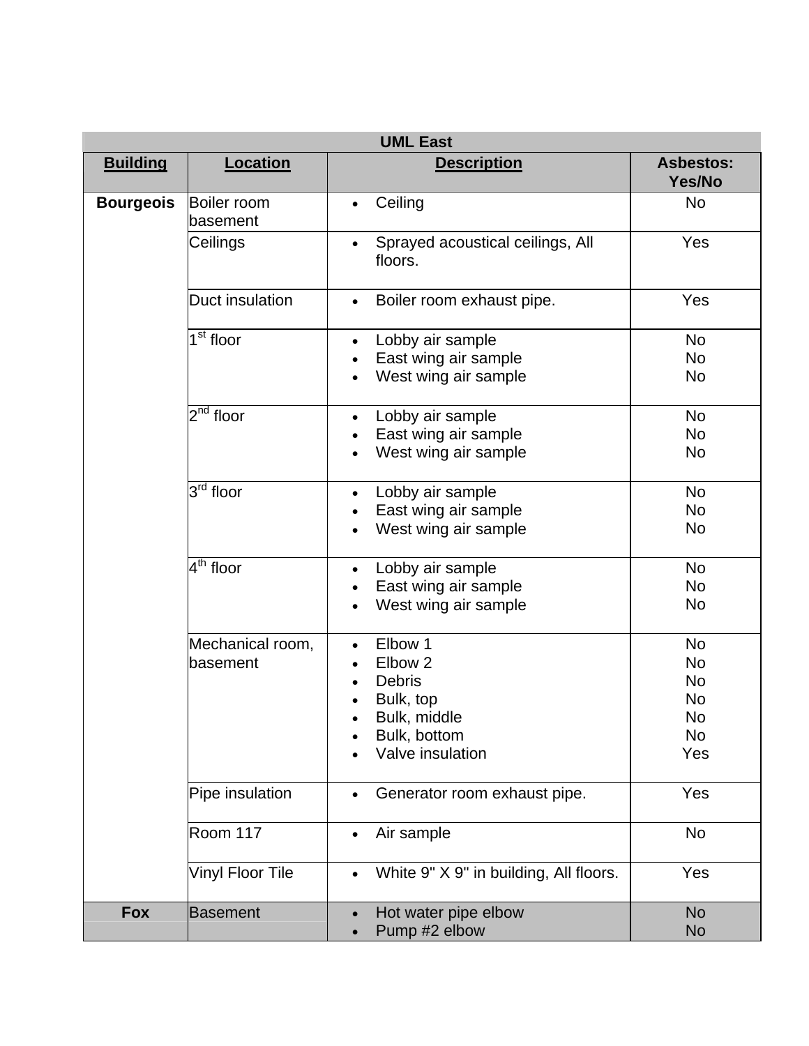| UML East | | | |
|---|---|---|---|
| **Building** | **Location** | **Description** | **Asbestos: Yes/No** |
| **Bourgeois** | Boiler room basement | • Ceiling | No |
| | Ceilings | • Sprayed acoustical ceilings, All floors. | Yes |
| | Duct insulation | • Boiler room exhaust pipe. | Yes |
| | 1st floor | • Lobby air sample<br>• East wing air sample<br>• West wing air sample | No<br>No<br>No |
| | 2nd floor | • Lobby air sample<br>• East wing air sample<br>• West wing air sample | No<br>No<br>No |
| | 3rd floor | • Lobby air sample<br>• East wing air sample<br>• West wing air sample | No<br>No<br>No |
| | 4th floor | • Lobby air sample<br>• East wing air sample<br>• West wing air sample | No<br>No<br>No |
| | Mechanical room, basement | • Elbow 1<br>• Elbow 2<br>• Debris<br>• Bulk, top<br>• Bulk, middle<br>• Bulk, bottom<br>• Valve insulation | No<br>No<br>No<br>No<br>No<br>No<br>Yes |
| | Pipe insulation | • Generator room exhaust pipe. | Yes |
| | Room 117 | • Air sample | No |
| | Vinyl Floor Tile | • White 9" X 9" in building, All floors. | Yes |
| **Fox** | Basement | • Hot water pipe elbow<br>• Pump #2 elbow | No<br>No |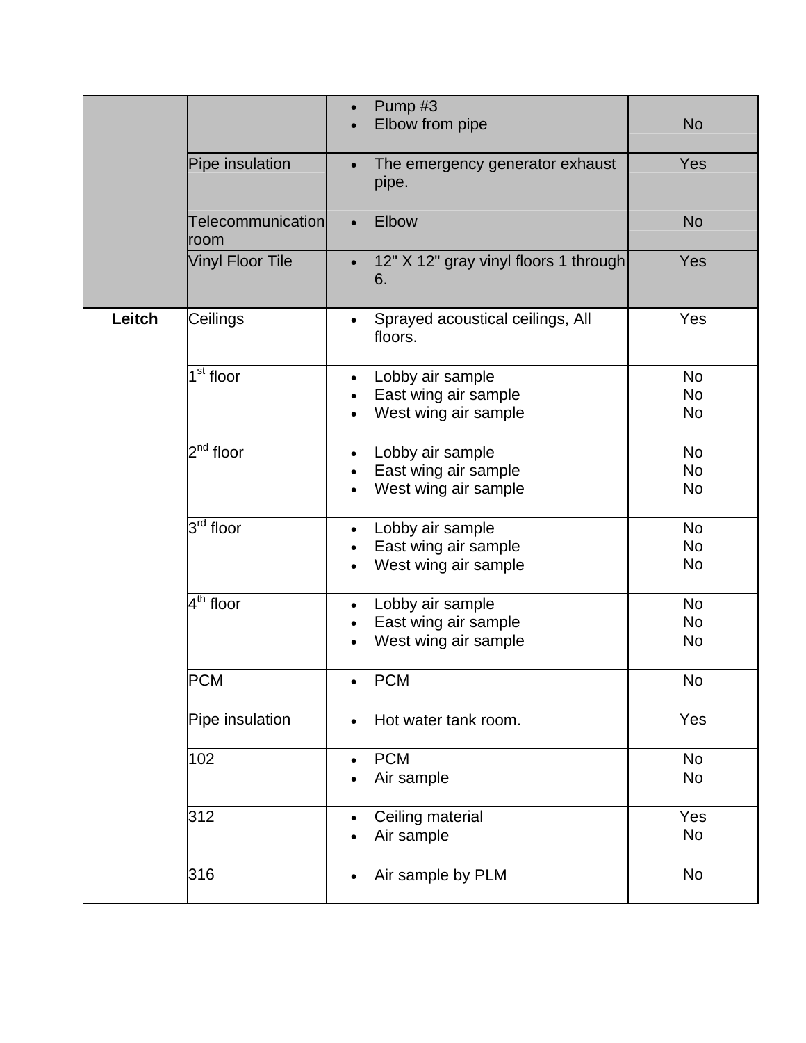| | | | |
|---|---|---|---|
| | | • Pump #3<br>• Elbow from pipe | No |
| | Pipe insulation | • The emergency generator exhaust pipe. | Yes |
| | Telecommunication room | • Elbow | No |
| | Vinyl Floor Tile | • 12" X 12" gray vinyl floors 1 through 6. | Yes |
| **Leitch** | Ceilings | • Sprayed acoustical ceilings, All floors. | Yes |
| | 1st floor | • Lobby air sample<br>• East wing air sample<br>• West wing air sample | No<br>No<br>No |
| | 2nd floor | • Lobby air sample<br>• East wing air sample<br>• West wing air sample | No<br>No<br>No |
| | 3rd floor | • Lobby air sample<br>• East wing air sample<br>• West wing air sample | No<br>No<br>No |
| | 4th floor | • Lobby air sample<br>• East wing air sample<br>• West wing air sample | No<br>No<br>No |
| | PCM | • PCM | No |
| | Pipe insulation | • Hot water tank room. | Yes |
| | 102 | • PCM<br>• Air sample | No<br>No |
| | 312 | • Ceiling material<br>• Air sample | Yes<br>No |
| | 316 | • Air sample by PLM | No |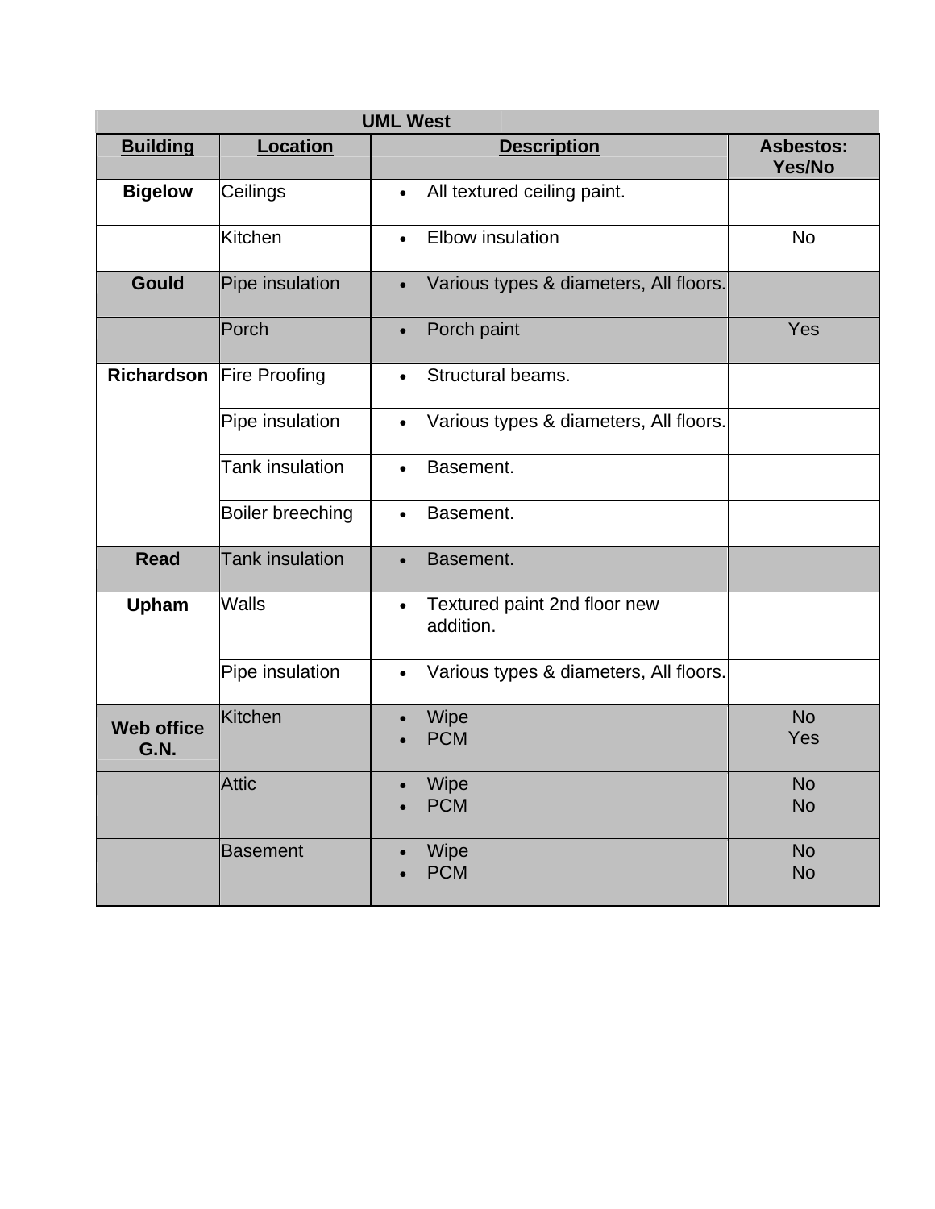| UML West | | | |
|---|---|---|---|
| **Building** | **Location** | **Description** | **Asbestos: Yes/No** |
| **Bigelow** | Ceilings | • All textured ceiling paint. | |
| | Kitchen | • Elbow insulation | No |
| **Gould** | Pipe insulation | • Various types & diameters, All floors. | |
| | Porch | • Porch paint | Yes |
| **Richardson** | Fire Proofing | • Structural beams. | |
| | Pipe insulation | • Various types & diameters, All floors. | |
| | Tank insulation | • Basement. | |
| | Boiler breeching | • Basement. | |
| **Read** | Tank insulation | • Basement. | |
| **Upham** | Walls | • Textured paint 2nd floor new addition. | |
| | Pipe insulation | • Various types & diameters, All floors. | |
| **Web office G.N.** | Kitchen | • Wipe<br>• PCM | No<br>Yes |
| | Attic | • Wipe<br>• PCM | No<br>No |
| | Basement | • Wipe<br>• PCM | No<br>No |